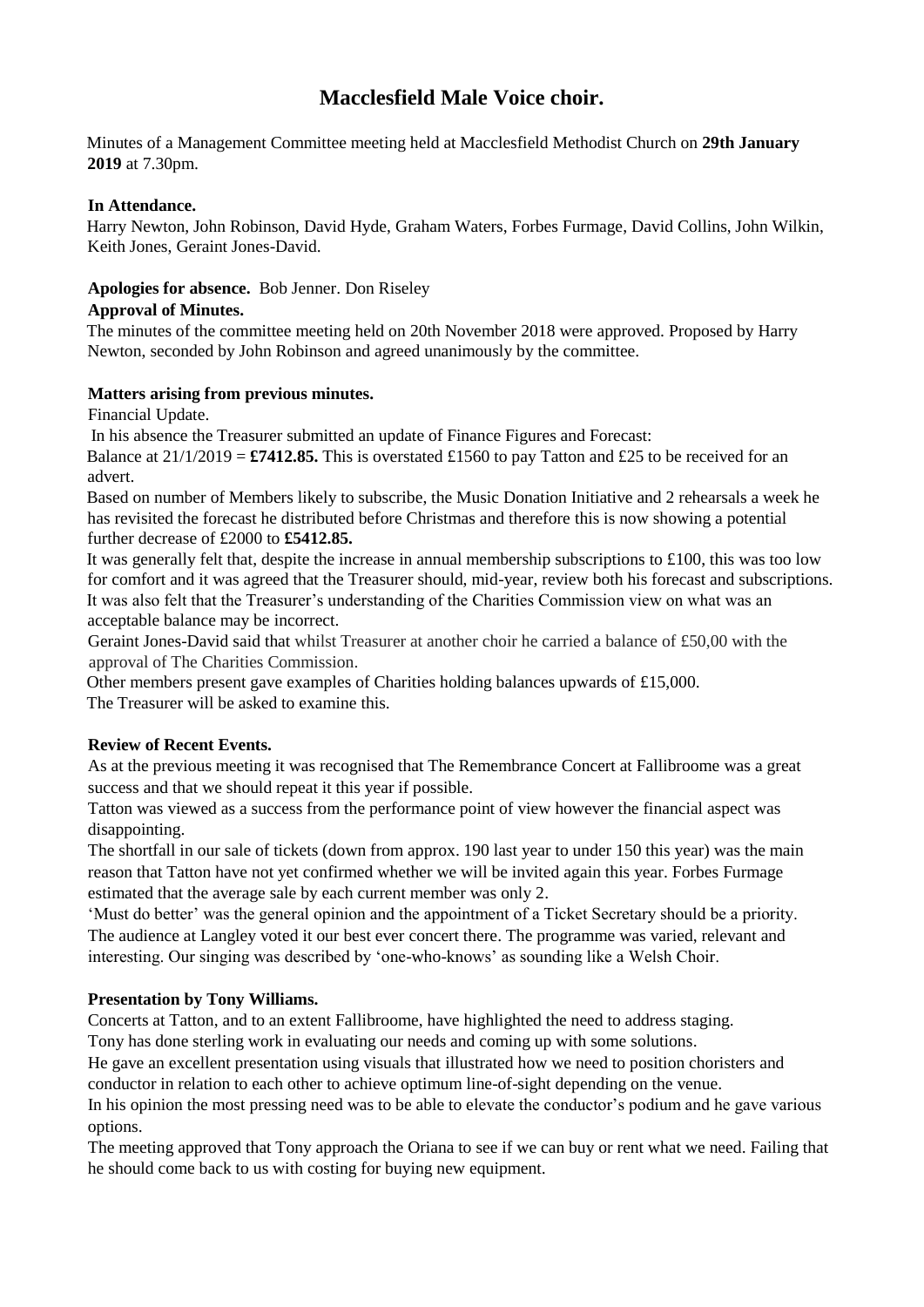# Macclesfield Male Voice choir.

Minutes of a Management Committee meeting held at Macclesfield Methodist Church on **29th January 2019** at 7.30pm.

**In Attendance.**
Harry Newton, John Robinson, David Hyde, Graham Waters, Forbes Furmage, David Collins, John Wilkin, Keith Jones, Geraint Jones-David.

**Apologies for absence.** Bob Jenner. Don Riseley

**Approval of Minutes.**
The minutes of the committee meeting held on 20th November 2018 were approved. Proposed by Harry Newton, seconded by John Robinson and agreed unanimously by the committee.

**Matters arising from previous minutes.**

Financial Update.

In his absence the Treasurer submitted an update of Finance Figures and Forecast:

Balance at 21/1/2019 = **£7412.85.** This is overstated £1560 to pay Tatton and £25 to be received for an advert.

Based on number of Members likely to subscribe, the Music Donation Initiative and 2 rehearsals a week he has revisited the forecast he distributed before Christmas and therefore this is now showing a potential further decrease of £2000 to **£5412.85.**

It was generally felt that, despite the increase in annual membership subscriptions to £100, this was too low for comfort and it was agreed that the Treasurer should, mid-year, review both his forecast and subscriptions.

It was also felt that the Treasurer's understanding of the Charities Commission view on what was an acceptable balance may be incorrect.

Geraint Jones-David said that whilst Treasurer at another choir he carried a balance of £50,00 with the approval of The Charities Commission.

Other members present gave examples of Charities holding balances upwards of £15,000.

The Treasurer will be asked to examine this.

**Review of Recent Events.**

As at the previous meeting it was recognised that The Remembrance Concert at Fallibroome was a great success and that we should repeat it this year if possible.

Tatton was viewed as a success from the performance point of view however the financial aspect was disappointing.

The shortfall in our sale of tickets (down from approx. 190 last year to under 150 this year) was the main reason that Tatton have not yet confirmed whether we will be invited again this year. Forbes Furmage estimated that the average sale by each current member was only 2.

'Must do better' was the general opinion and the appointment of a Ticket Secretary should be a priority.

The audience at Langley voted it our best ever concert there. The programme was varied, relevant and interesting. Our singing was described by 'one-who-knows' as sounding like a Welsh Choir.

**Presentation by Tony Williams.**

Concerts at Tatton, and to an extent Fallibroome, have highlighted the need to address staging.

Tony has done sterling work in evaluating our needs and coming up with some solutions.

He gave an excellent presentation using visuals that illustrated how we need to position choristers and conductor in relation to each other to achieve optimum line-of-sight depending on the venue.

In his opinion the most pressing need was to be able to elevate the conductor's podium and he gave various options.

The meeting approved that Tony approach the Oriana to see if we can buy or rent what we need. Failing that he should come back to us with costing for buying new equipment.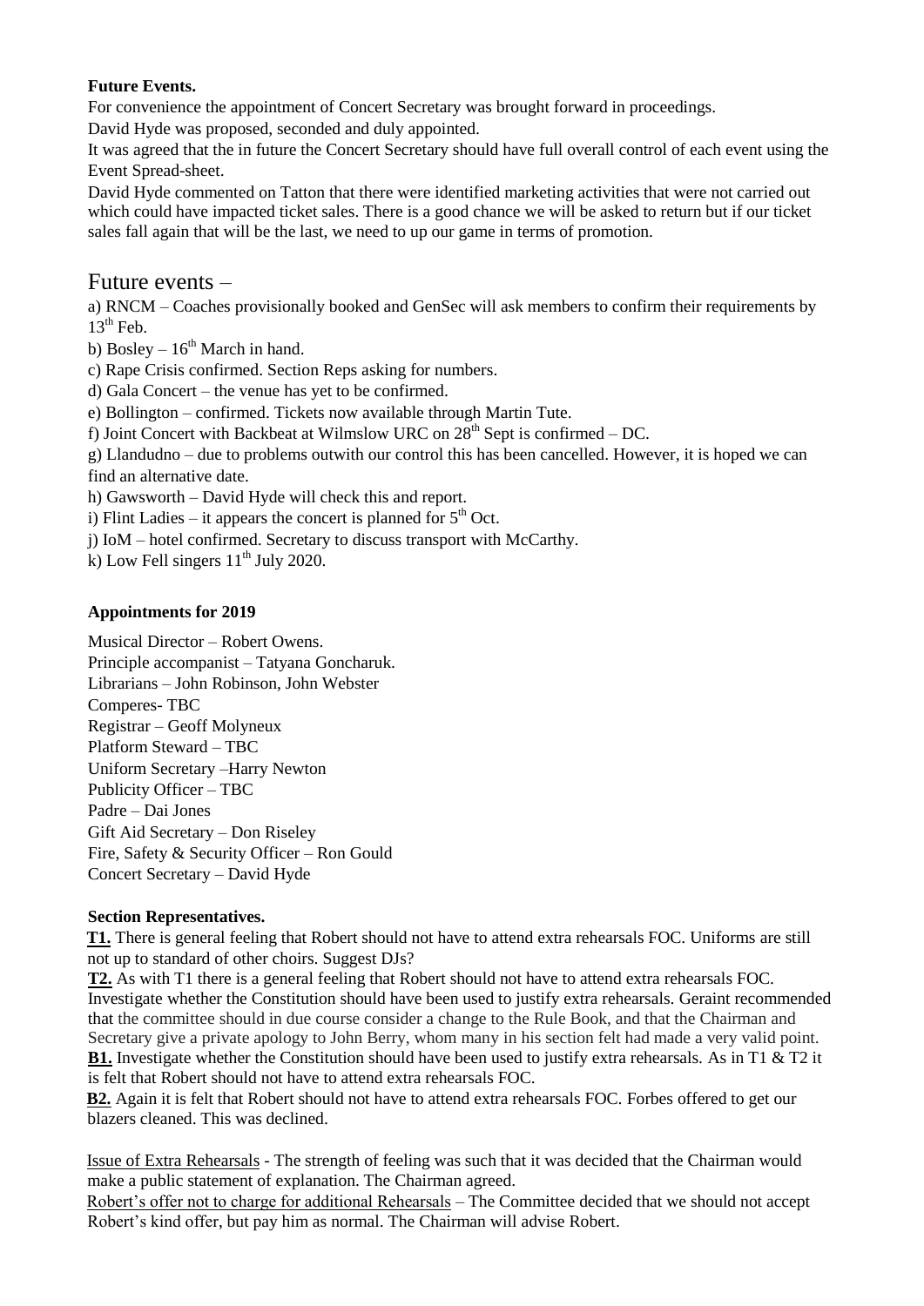**Future Events.**

For convenience the appointment of Concert Secretary was brought forward in proceedings.

David Hyde was proposed, seconded and duly appointed.

It was agreed that the in future the Concert Secretary should have full overall control of each event using the Event Spread-sheet.

David Hyde commented on Tatton that there were identified marketing activities that were not carried out which could have impacted ticket sales. There is a good chance we will be asked to return but if our ticket sales fall again that will be the last, we need to up our game in terms of promotion.

# Future events –

a) RNCM – Coaches provisionally booked and GenSec will ask members to confirm their requirements by 13th Feb.

b) Bosley – 16th March in hand.

c) Rape Crisis confirmed. Section Reps asking for numbers.

d) Gala Concert – the venue has yet to be confirmed.

e) Bollington – confirmed. Tickets now available through Martin Tute.

f) Joint Concert with Backbeat at Wilmslow URC on 28th Sept is confirmed – DC.

g) Llandudno – due to problems outwith our control this has been cancelled. However, it is hoped we can find an alternative date.

h) Gawsworth – David Hyde will check this and report.

i) Flint Ladies – it appears the concert is planned for 5th Oct.

j) IoM – hotel confirmed. Secretary to discuss transport with McCarthy.

k) Low Fell singers 11th July 2020.

**Appointments for 2019**

Musical Director – Robert Owens.
Principle accompanist – Tatyana Goncharuk.
Librarians – John Robinson, John Webster
Comperes- TBC
Registrar – Geoff Molyneux
Platform Steward – TBC
Uniform Secretary –Harry Newton
Publicity Officer – TBC
Padre – Dai Jones
Gift Aid Secretary – Don Riseley
Fire, Safety & Security Officer – Ron Gould
Concert Secretary – David Hyde

**Section Representatives.**

**T1.** There is general feeling that Robert should not have to attend extra rehearsals FOC. Uniforms are still not up to standard of other choirs. Suggest DJs?

**T2.** As with T1 there is a general feeling that Robert should not have to attend extra rehearsals FOC. Investigate whether the Constitution should have been used to justify extra rehearsals. Geraint recommended that the committee should in due course consider a change to the Rule Book, and that the Chairman and Secretary give a private apology to John Berry, whom many in his section felt had made a very valid point.

**B1.** Investigate whether the Constitution should have been used to justify extra rehearsals. As in T1 & T2 it is felt that Robert should not have to attend extra rehearsals FOC.

**B2.** Again it is felt that Robert should not have to attend extra rehearsals FOC. Forbes offered to get our blazers cleaned. This was declined.

Issue of Extra Rehearsals - The strength of feeling was such that it was decided that the Chairman would make a public statement of explanation. The Chairman agreed.

Robert's offer not to charge for additional Rehearsals – The Committee decided that we should not accept Robert's kind offer, but pay him as normal. The Chairman will advise Robert.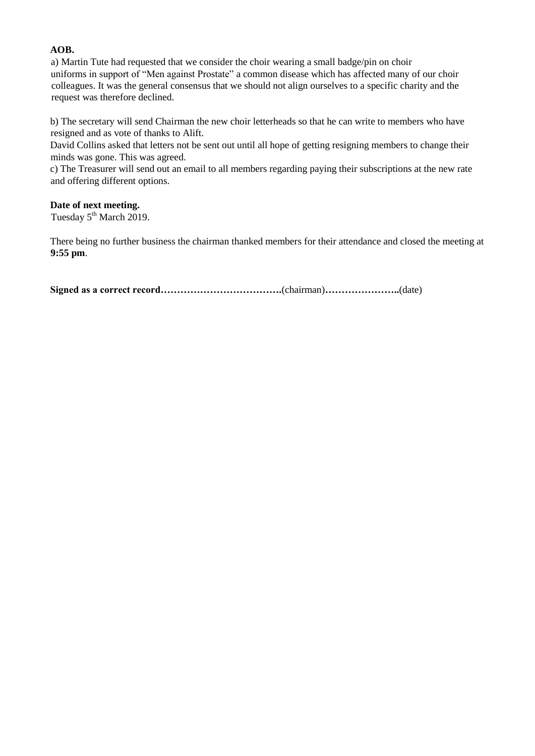**AOB.**

a) Martin Tute had requested that we consider the choir wearing a small badge/pin on choir uniforms in support of "Men against Prostate" a common disease which has affected many of our choir colleagues. It was the general consensus that we should not align ourselves to a specific charity and the request was therefore declined.

b) The secretary will send Chairman the new choir letterheads so that he can write to members who have resigned and as vote of thanks to Alift.

David Collins asked that letters not be sent out until all hope of getting resigning members to change their minds was gone. This was agreed.

c) The Treasurer will send out an email to all members regarding paying their subscriptions at the new rate and offering different options.

**Date of next meeting.**

Tuesday 5th March 2019.

There being no further business the chairman thanked members for their attendance and closed the meeting at **9:55 pm**.

**Signed as a correct record……………………………….**(chairman)**…………………..**(date)